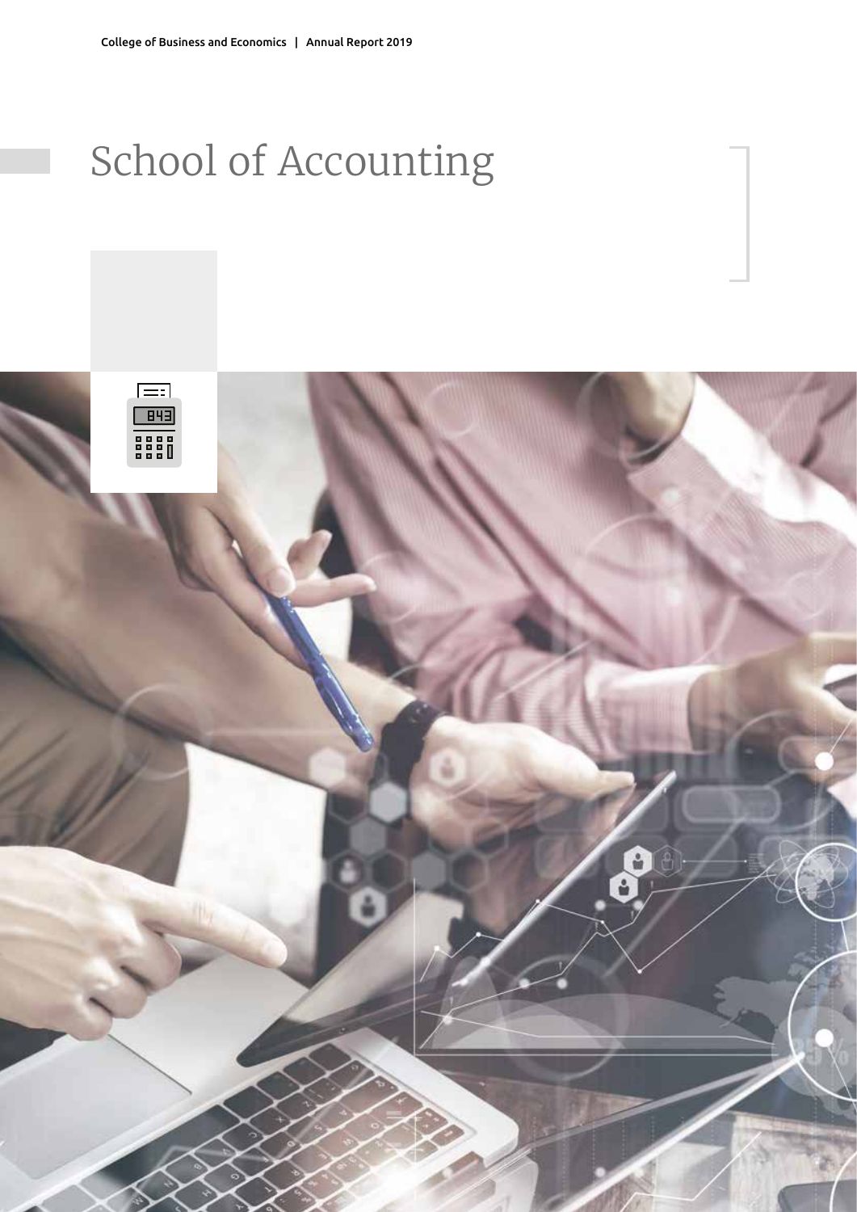# School of Accounting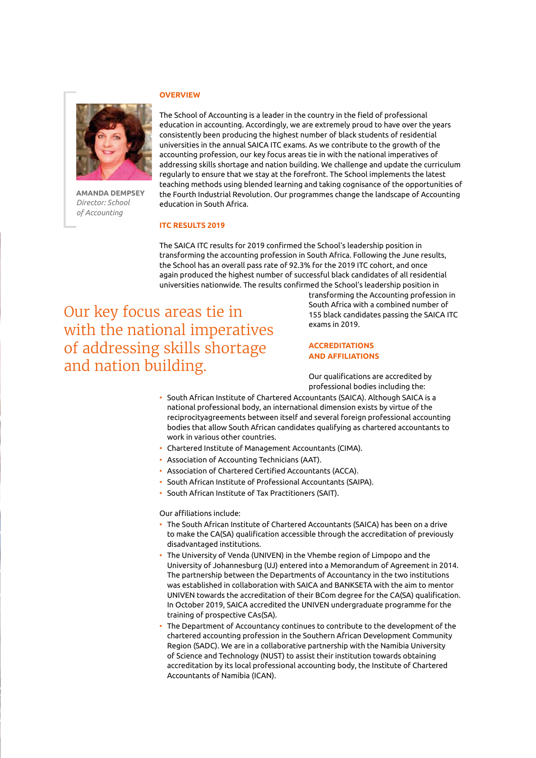**AMANDA DEMPSEY**
*Director: School of Accounting*

## OVERVIEW

The School of Accounting is a leader in the country in the field of professional education in accounting. Accordingly, we are extremely proud to have over the years consistently been producing the highest number of black students of residential universities in the annual SAICA ITC exams. As we contribute to the growth of the accounting profession, our key focus areas tie in with the national imperatives of addressing skills shortage and nation building. We challenge and update the curriculum regularly to ensure that we stay at the forefront. The School implements the latest teaching methods using blended learning and taking cognisance of the opportunities of the Fourth Industrial Revolution. Our programmes change the landscape of Accounting education in South Africa.

## ITC RESULTS 2019

The SAICA ITC results for 2019 confirmed the School's leadership position in transforming the accounting profession in South Africa. Following the June results, the School has an overall pass rate of 92.3% for the 2019 ITC cohort, and once again produced the highest number of successful black candidates of all residential universities nationwide. The results confirmed the School's leadership position in transforming the Accounting profession in South Africa with a combined number of 155 black candidates passing the SAICA ITC exams in 2019.

> Our key focus areas tie in with the national imperatives of addressing skills shortage and nation building.

## ACCREDITATIONS AND AFFILIATIONS

Our qualifications are accredited by professional bodies including the:

- South African Institute of Chartered Accountants (SAICA). Although SAICA is a national professional body, an international dimension exists by virtue of the reciprocityagreements between itself and several foreign professional accounting bodies that allow South African candidates qualifying as chartered accountants to work in various other countries.
- Chartered Institute of Management Accountants (CIMA).
- Association of Accounting Technicians (AAT).
- Association of Chartered Certified Accountants (ACCA).
- South African Institute of Professional Accountants (SAIPA).
- South African Institute of Tax Practitioners (SAIT).

Our affiliations include:

- The South African Institute of Chartered Accountants (SAICA) has been on a drive to make the CA(SA) qualification accessible through the accreditation of previously disadvantaged institutions.
- The University of Venda (UNIVEN) in the Vhembe region of Limpopo and the University of Johannesburg (UJ) entered into a Memorandum of Agreement in 2014. The partnership between the Departments of Accountancy in the two institutions was established in collaboration with SAICA and BANKSETA with the aim to mentor UNIVEN towards the accreditation of their BCom degree for the CA(SA) qualification. In October 2019, SAICA accredited the UNIVEN undergraduate programme for the training of prospective CAs(SA).
- The Department of Accountancy continues to contribute to the development of the chartered accounting profession in the Southern African Development Community Region (SADC). We are in a collaborative partnership with the Namibia University of Science and Technology (NUST) to assist their institution towards obtaining accreditation by its local professional accounting body, the Institute of Chartered Accountants of Namibia (ICAN).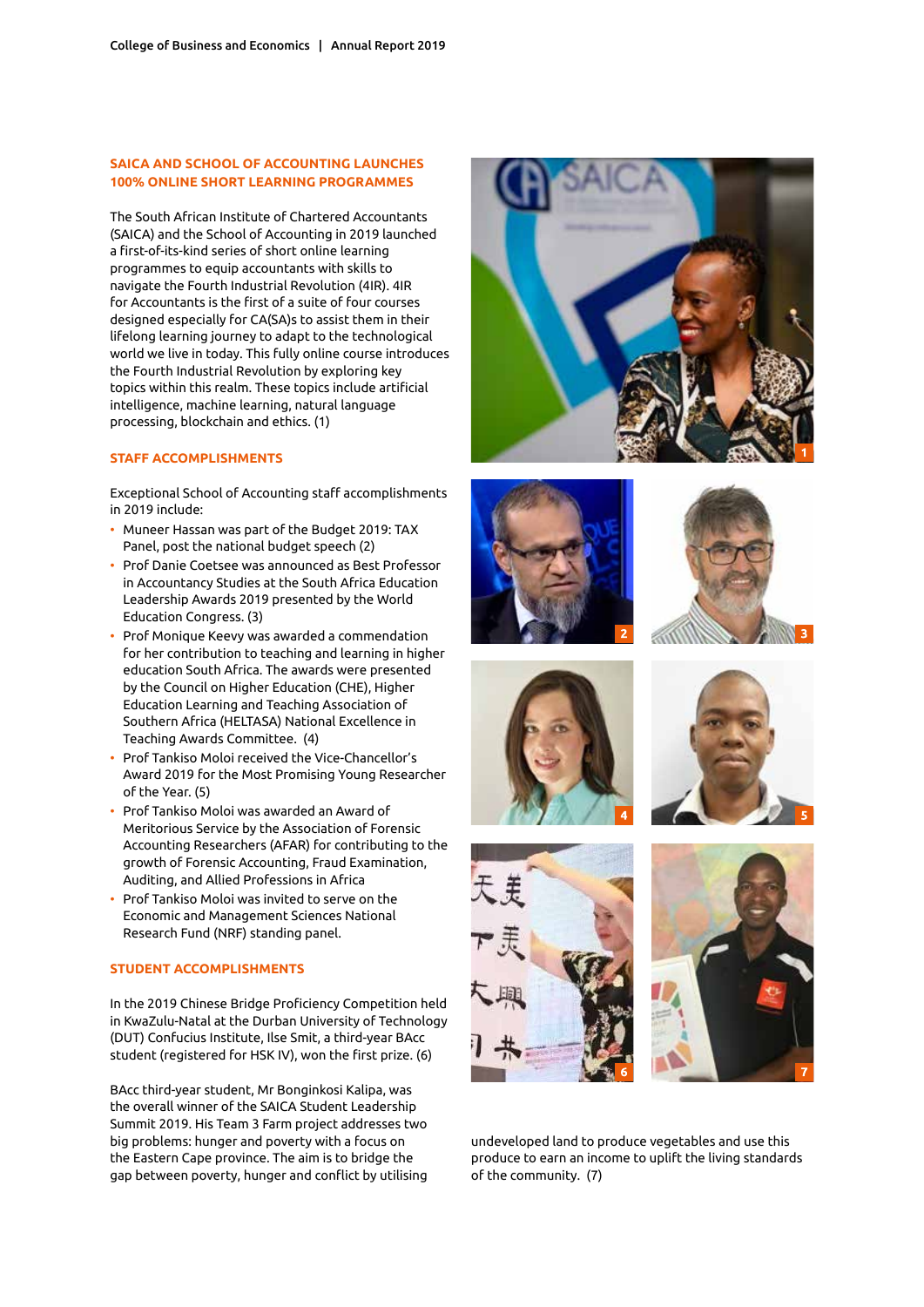## SAICA AND SCHOOL OF ACCOUNTING LAUNCHES 100% ONLINE SHORT LEARNING PROGRAMMES

The South African Institute of Chartered Accountants (SAICA) and the School of Accounting in 2019 launched a first-of-its-kind series of short online learning programmes to equip accountants with skills to navigate the Fourth Industrial Revolution (4IR). 4IR for Accountants is the first of a suite of four courses designed especially for CA(SA)s to assist them in their lifelong learning journey to adapt to the technological world we live in today. This fully online course introduces the Fourth Industrial Revolution by exploring key topics within this realm. These topics include artificial intelligence, machine learning, natural language processing, blockchain and ethics. (1)

## STAFF ACCOMPLISHMENTS

Exceptional School of Accounting staff accomplishments in 2019 include:

- Muneer Hassan was part of the Budget 2019: TAX Panel, post the national budget speech (2)
- Prof Danie Coetsee was announced as Best Professor in Accountancy Studies at the South Africa Education Leadership Awards 2019 presented by the World Education Congress. (3)
- Prof Monique Keevy was awarded a commendation for her contribution to teaching and learning in higher education South Africa. The awards were presented by the Council on Higher Education (CHE), Higher Education Learning and Teaching Association of Southern Africa (HELTASA) National Excellence in Teaching Awards Committee. (4)
- Prof Tankiso Moloi received the Vice-Chancellor's Award 2019 for the Most Promising Young Researcher of the Year. (5)
- Prof Tankiso Moloi was awarded an Award of Meritorious Service by the Association of Forensic Accounting Researchers (AFAR) for contributing to the growth of Forensic Accounting, Fraud Examination, Auditing, and Allied Professions in Africa
- Prof Tankiso Moloi was invited to serve on the Economic and Management Sciences National Research Fund (NRF) standing panel.

## STUDENT ACCOMPLISHMENTS

In the 2019 Chinese Bridge Proficiency Competition held in KwaZulu-Natal at the Durban University of Technology (DUT) Confucius Institute, Ilse Smit, a third-year BAcc student (registered for HSK IV), won the first prize. (6)

BAcc third-year student, Mr Bonginkosi Kalipa, was the overall winner of the SAICA Student Leadership Summit 2019. His Team 3 Farm project addresses two big problems: hunger and poverty with a focus on the Eastern Cape province. The aim is to bridge the gap between poverty, hunger and conflict by utilising undeveloped land to produce vegetables and use this produce to earn an income to uplift the living standards of the community. (7)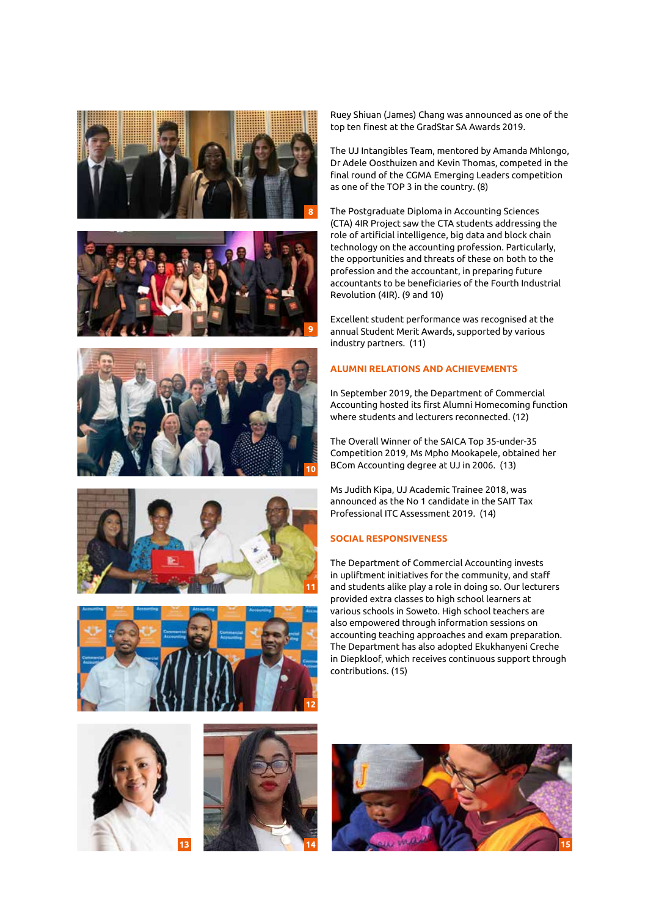Ruey Shiuan (James) Chang was announced as one of the top ten finest at the GradStar SA Awards 2019.

The UJ Intangibles Team, mentored by Amanda Mhlongo, Dr Adele Oosthuizen and Kevin Thomas, competed in the final round of the CGMA Emerging Leaders competition as one of the TOP 3 in the country. (8)

The Postgraduate Diploma in Accounting Sciences (CTA) 4IR Project saw the CTA students addressing the role of artificial intelligence, big data and block chain technology on the accounting profession. Particularly, the opportunities and threats of these on both to the profession and the accountant, in preparing future accountants to be beneficiaries of the Fourth Industrial Revolution (4IR). (9 and 10)

Excellent student performance was recognised at the annual Student Merit Awards, supported by various industry partners. (11)

## ALUMNI RELATIONS AND ACHIEVEMENTS

In September 2019, the Department of Commercial Accounting hosted its first Alumni Homecoming function where students and lecturers reconnected. (12)

The Overall Winner of the SAICA Top 35-under-35 Competition 2019, Ms Mpho Mookapele, obtained her BCom Accounting degree at UJ in 2006. (13)

Ms Judith Kipa, UJ Academic Trainee 2018, was announced as the No 1 candidate in the SAIT Tax Professional ITC Assessment 2019. (14)

## SOCIAL RESPONSIVENESS

The Department of Commercial Accounting invests in upliftment initiatives for the community, and staff and students alike play a role in doing so. Our lecturers provided extra classes to high school learners at various schools in Soweto. High school teachers are also empowered through information sessions on accounting teaching approaches and exam preparation. The Department has also adopted Ekukhanyeni Creche in Diepkloof, which receives continuous support through contributions. (15)